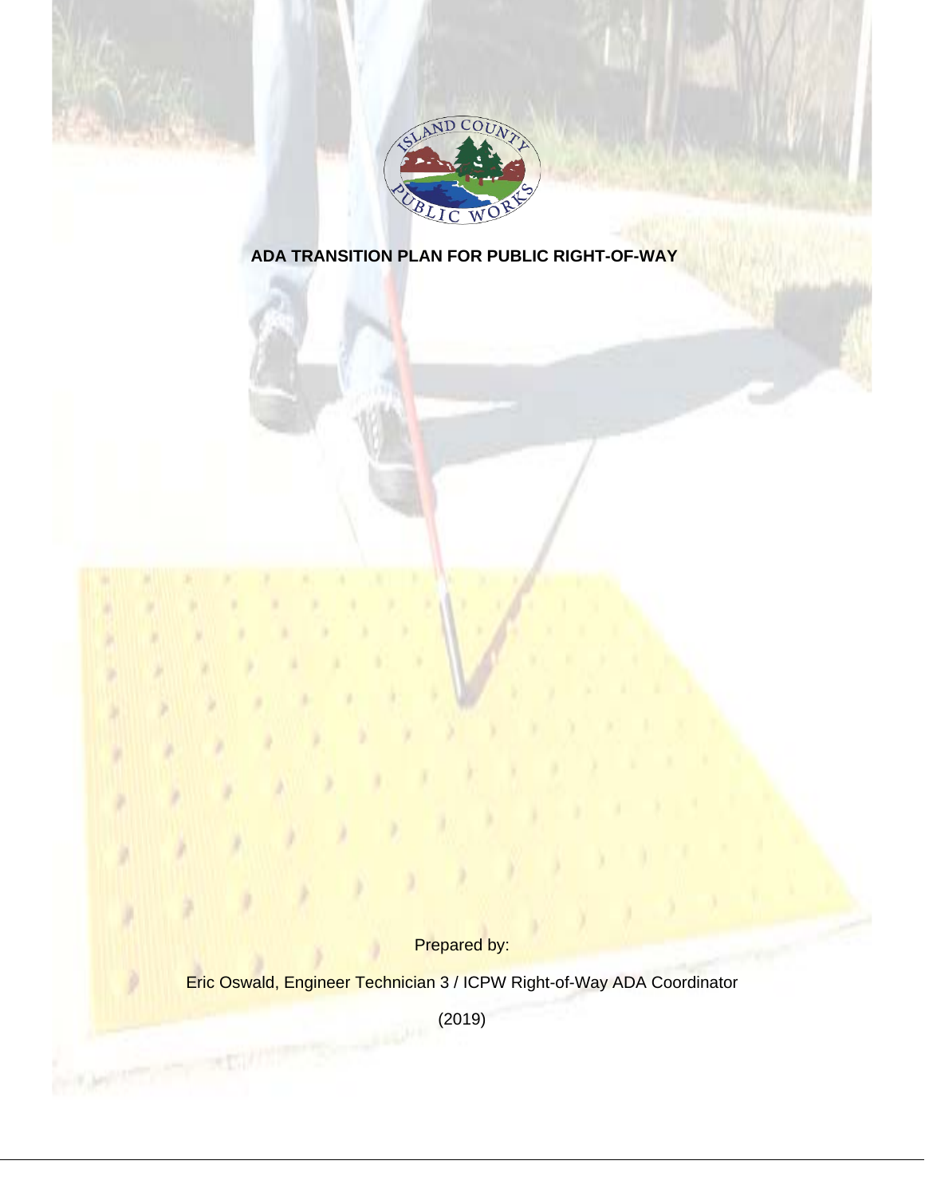# ADA TRANSITION PLAN FOR PUBLIC RIGHT-OF-WAY

Prepared by:

Eric Oswald, Engineer Technician 3 / ICPW Right-of-Way ADA Coordinator

(2019)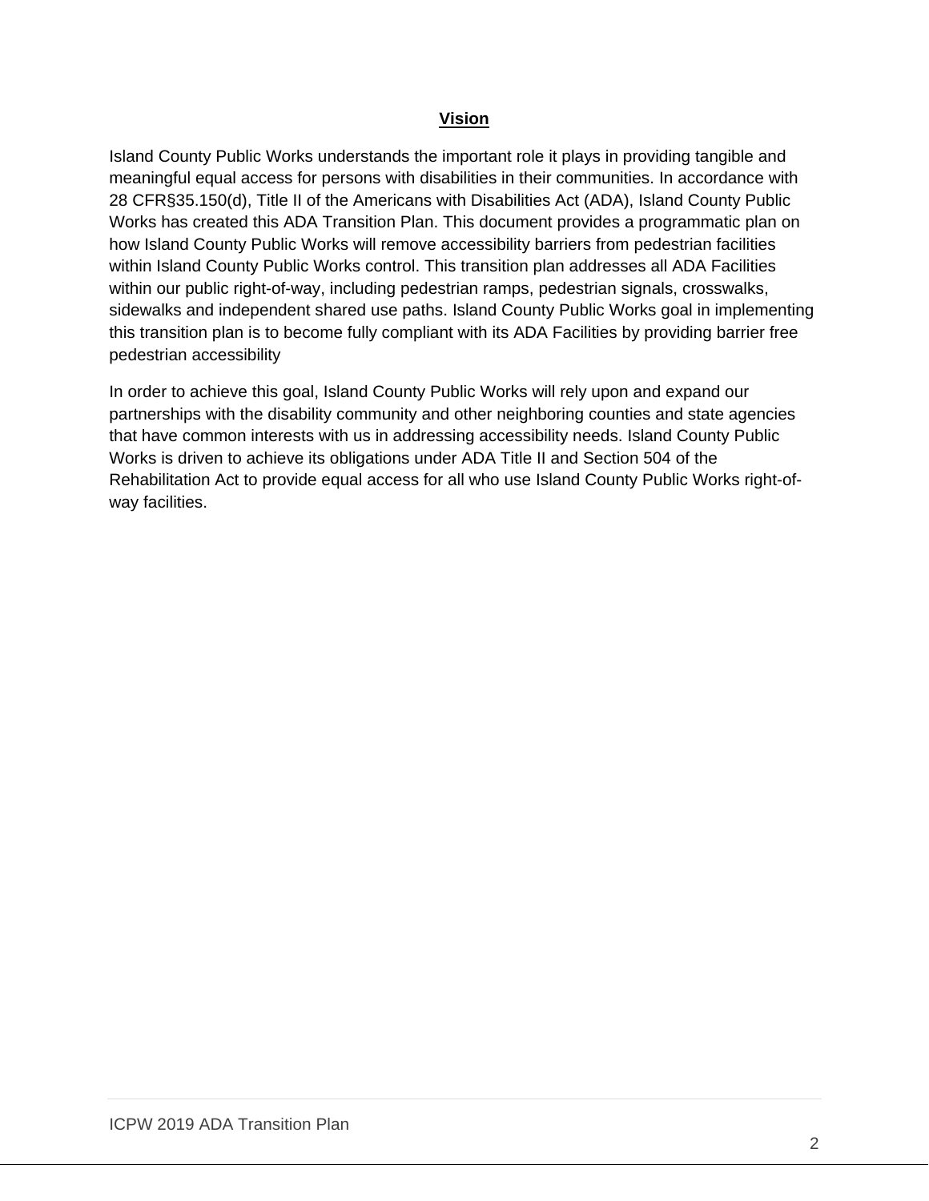## **Vision**

Island County Public Works understands the important role it plays in providing tangible and meaningful equal access for persons with disabilities in their communities. In accordance with 28 CFR§35.150(d), Title II of the Americans with Disabilities Act (ADA), Island County Public Works has created this ADA Transition Plan. This document provides a programmatic plan on how Island County Public Works will remove accessibility barriers from pedestrian facilities within Island County Public Works control. This transition plan addresses all ADA Facilities within our public right-of-way, including pedestrian ramps, pedestrian signals, crosswalks, sidewalks and independent shared use paths. Island County Public Works goal in implementing this transition plan is to become fully compliant with its ADA Facilities by providing barrier free pedestrian accessibility

In order to achieve this goal, Island County Public Works will rely upon and expand our partnerships with the disability community and other neighboring counties and state agencies that have common interests with us in addressing accessibility needs. Island County Public Works is driven to achieve its obligations under ADA Title II and Section 504 of the Rehabilitation Act to provide equal access for all who use Island County Public Works right-of-way facilities.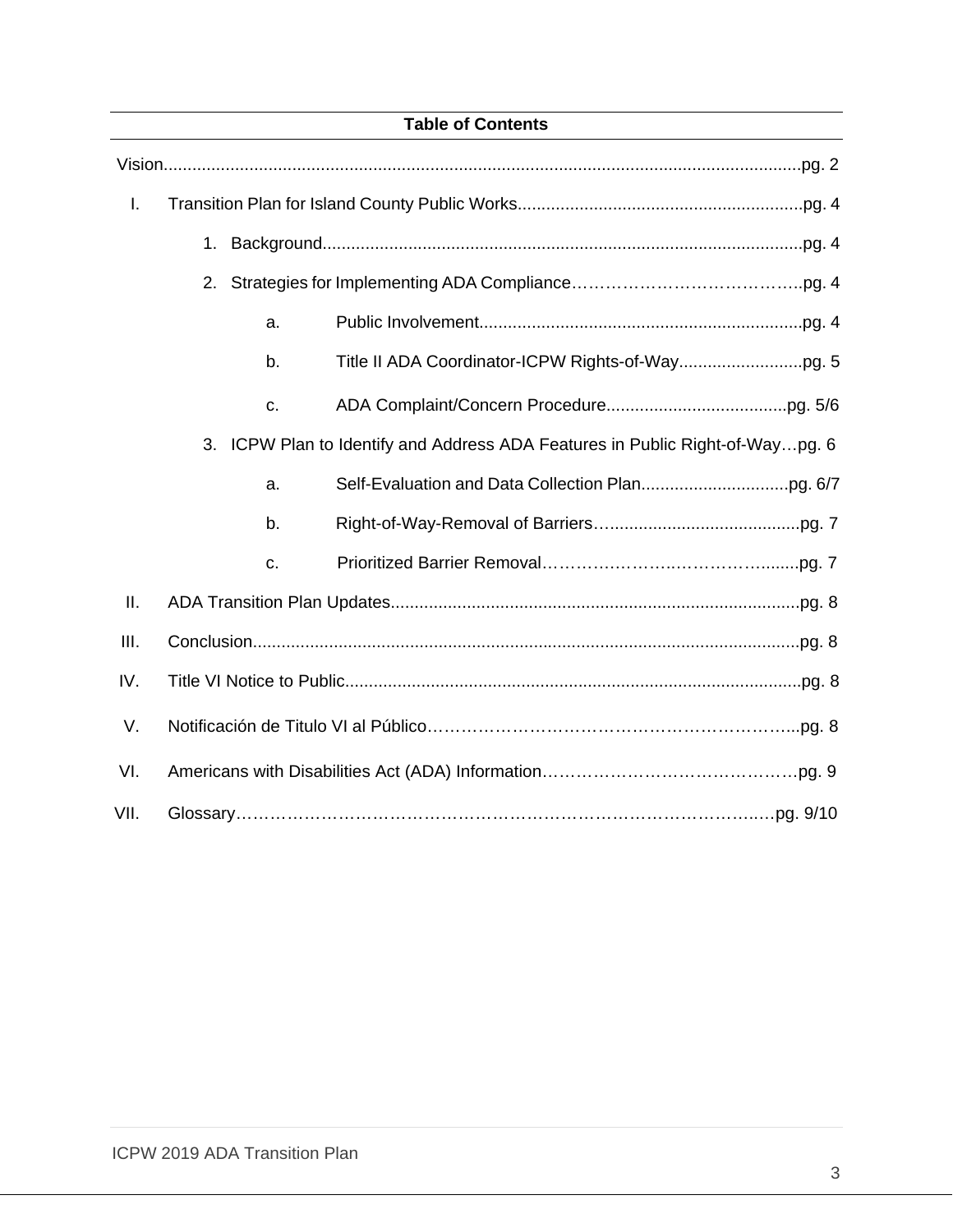**Table of Contents**

Vision....................................................................................................................................pg. 2

I. Transition Plan for Island County Public Works..........................................................pg. 4

   1. Background....................................................................................................pg. 4

   2. Strategies for Implementing ADA Compliance…………………………………..pg. 4

      a. Public Involvement...................................................................pg. 4

      b. Title II ADA Coordinator-ICPW Rights-of-Way.........................pg. 5

      c. ADA Complaint/Concern Procedure.....................................pg. 5/6

   3. ICPW Plan to Identify and Address ADA Features in Public Right-of-Way…pg. 6

      a. Self-Evaluation and Data Collection Plan..............................pg. 6/7

      b. Right-of-Way-Removal of Barriers….......................................pg. 7

      c. Prioritized Barrier Removal………….……….…………….......pg. 7

II. ADA Transition Plan Updates....................................................................................pg. 8

III. Conclusion.................................................................................................................pg. 8

IV. Title VI Notice to Public...............................................................................................pg. 8

V. Notificación de Titulo VI al Público………………………………………………………...pg. 8

VI. Americans with Disabilities Act (ADA) Information………………………………………pg. 9

VII. Glossary…………………………………………………………………………….…pg. 9/10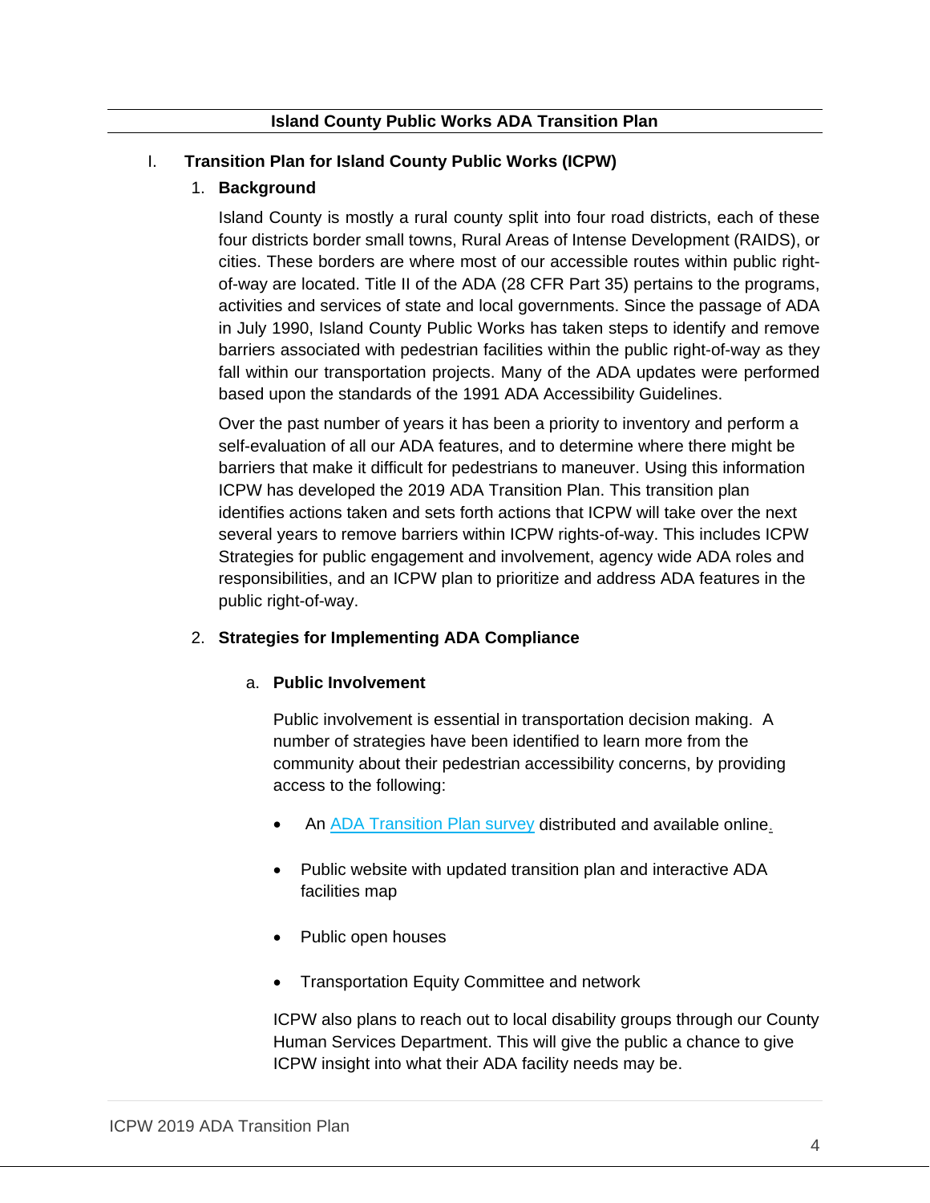## Island County Public Works ADA Transition Plan

# I. Transition Plan for Island County Public Works (ICPW)

## 1. Background

Island County is mostly a rural county split into four road districts, each of these four districts border small towns, Rural Areas of Intense Development (RAIDS), or cities. These borders are where most of our accessible routes within public right-of-way are located. Title II of the ADA (28 CFR Part 35) pertains to the programs, activities and services of state and local governments. Since the passage of ADA in July 1990, Island County Public Works has taken steps to identify and remove barriers associated with pedestrian facilities within the public right-of-way as they fall within our transportation projects. Many of the ADA updates were performed based upon the standards of the 1991 ADA Accessibility Guidelines.

Over the past number of years it has been a priority to inventory and perform a self-evaluation of all our ADA features, and to determine where there might be barriers that make it difficult for pedestrians to maneuver. Using this information ICPW has developed the 2019 ADA Transition Plan. This transition plan identifies actions taken and sets forth actions that ICPW will take over the next several years to remove barriers within ICPW rights-of-way. This includes ICPW Strategies for public engagement and involvement, agency wide ADA roles and responsibilities, and an ICPW plan to prioritize and address ADA features in the public right-of-way.

## 2. Strategies for Implementing ADA Compliance

### a. Public Involvement

Public involvement is essential in transportation decision making. A number of strategies have been identified to learn more from the community about their pedestrian accessibility concerns, by providing access to the following:

- An ADA Transition Plan survey distributed and available online.
- Public website with updated transition plan and interactive ADA facilities map
- Public open houses
- Transportation Equity Committee and network

ICPW also plans to reach out to local disability groups through our County Human Services Department. This will give the public a chance to give ICPW insight into what their ADA facility needs may be.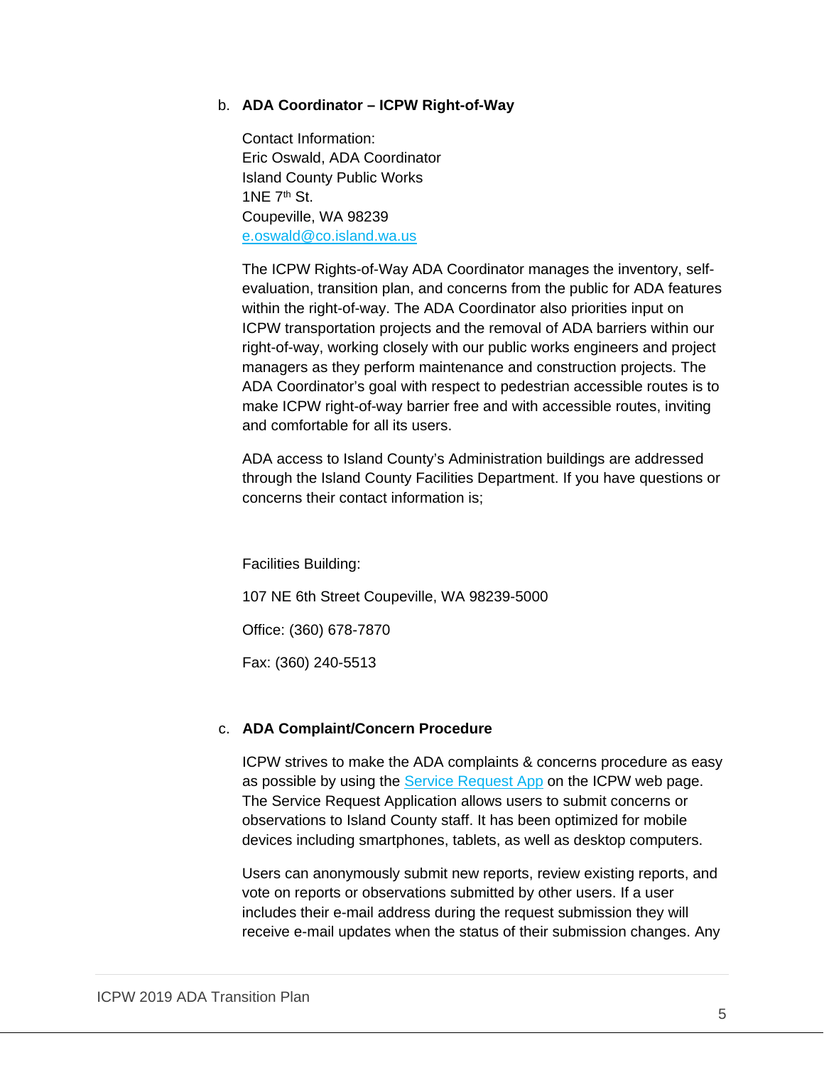b. **ADA Coordinator – ICPW Right-of-Way**

Contact Information:
Eric Oswald, ADA Coordinator
Island County Public Works
1NE 7th St.
Coupeville, WA 98239
e.oswald@co.island.wa.us

The ICPW Rights-of-Way ADA Coordinator manages the inventory, self-evaluation, transition plan, and concerns from the public for ADA features within the right-of-way. The ADA Coordinator also priorities input on ICPW transportation projects and the removal of ADA barriers within our right-of-way, working closely with our public works engineers and project managers as they perform maintenance and construction projects. The ADA Coordinator's goal with respect to pedestrian accessible routes is to make ICPW right-of-way barrier free and with accessible routes, inviting and comfortable for all its users.

ADA access to Island County's Administration buildings are addressed through the Island County Facilities Department. If you have questions or concerns their contact information is;

Facilities Building:

107 NE 6th Street Coupeville, WA 98239-5000

Office: (360) 678-7870

Fax: (360) 240-5513

c. **ADA Complaint/Concern Procedure**

ICPW strives to make the ADA complaints & concerns procedure as easy as possible by using the Service Request App on the ICPW web page. The Service Request Application allows users to submit concerns or observations to Island County staff. It has been optimized for mobile devices including smartphones, tablets, as well as desktop computers.

Users can anonymously submit new reports, review existing reports, and vote on reports or observations submitted by other users. If a user includes their e-mail address during the request submission they will receive e-mail updates when the status of their submission changes. Any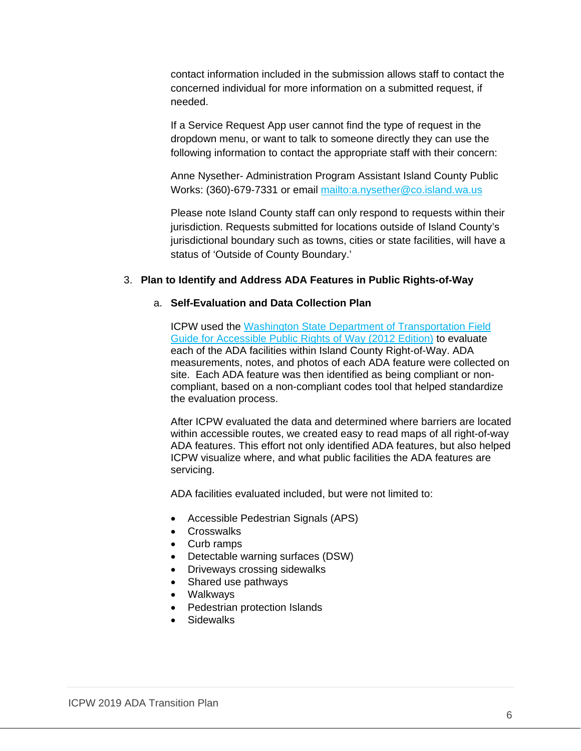contact information included in the submission allows staff to contact the concerned individual for more information on a submitted request, if needed.

If a Service Request App user cannot find the type of request in the dropdown menu, or want to talk to someone directly they can use the following information to contact the appropriate staff with their concern:

Anne Nysether- Administration Program Assistant Island County Public Works: (360)-679-7331 or email [mailto:a.nysether@co.island.wa.us](mailto:a.nysether@co.island.wa.us)

Please note Island County staff can only respond to requests within their jurisdiction. Requests submitted for locations outside of Island County's jurisdictional boundary such as towns, cities or state facilities, will have a status of 'Outside of County Boundary.'

### 3. Plan to Identify and Address ADA Features in Public Rights-of-Way

#### a. Self-Evaluation and Data Collection Plan

ICPW used the Washington State Department of Transportation Field Guide for Accessible Public Rights of Way (2012 Edition) to evaluate each of the ADA facilities within Island County Right-of-Way. ADA measurements, notes, and photos of each ADA feature were collected on site. Each ADA feature was then identified as being compliant or non-compliant, based on a non-compliant codes tool that helped standardize the evaluation process.

After ICPW evaluated the data and determined where barriers are located within accessible routes, we created easy to read maps of all right-of-way ADA features. This effort not only identified ADA features, but also helped ICPW visualize where, and what public facilities the ADA features are servicing.

ADA facilities evaluated included, but were not limited to:

- Accessible Pedestrian Signals (APS)
- Crosswalks
- Curb ramps
- Detectable warning surfaces (DSW)
- Driveways crossing sidewalks
- Shared use pathways
- Walkways
- Pedestrian protection Islands
- Sidewalks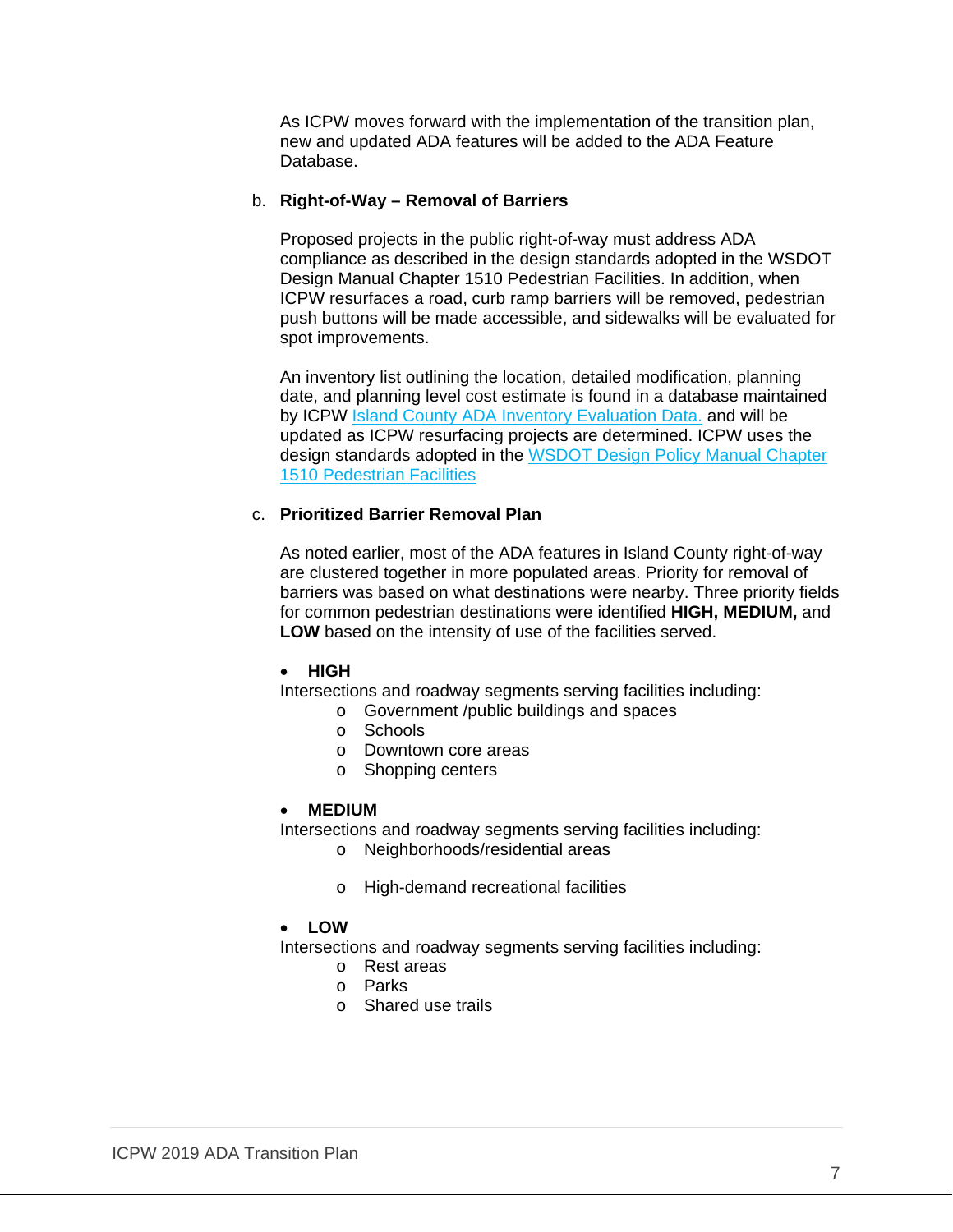As ICPW moves forward with the implementation of the transition plan, new and updated ADA features will be added to the ADA Feature Database.

b. **Right-of-Way – Removal of Barriers**

Proposed projects in the public right-of-way must address ADA compliance as described in the design standards adopted in the WSDOT Design Manual Chapter 1510 Pedestrian Facilities. In addition, when ICPW resurfaces a road, curb ramp barriers will be removed, pedestrian push buttons will be made accessible, and sidewalks will be evaluated for spot improvements.

An inventory list outlining the location, detailed modification, planning date, and planning level cost estimate is found in a database maintained by ICPW Island County ADA Inventory Evaluation Data. and will be updated as ICPW resurfacing projects are determined. ICPW uses the design standards adopted in the WSDOT Design Policy Manual Chapter 1510 Pedestrian Facilities

c. **Prioritized Barrier Removal Plan**

As noted earlier, most of the ADA features in Island County right-of-way are clustered together in more populated areas. Priority for removal of barriers was based on what destinations were nearby. Three priority fields for common pedestrian destinations were identified **HIGH, MEDIUM,** and **LOW** based on the intensity of use of the facilities served.

- **HIGH**

Intersections and roadway segments serving facilities including:
  - Government /public buildings and spaces
  - Schools
  - Downtown core areas
  - Shopping centers

- **MEDIUM**

Intersections and roadway segments serving facilities including:
  - Neighborhoods/residential areas
  - High-demand recreational facilities

- **LOW**

Intersections and roadway segments serving facilities including:
  - Rest areas
  - Parks
  - Shared use trails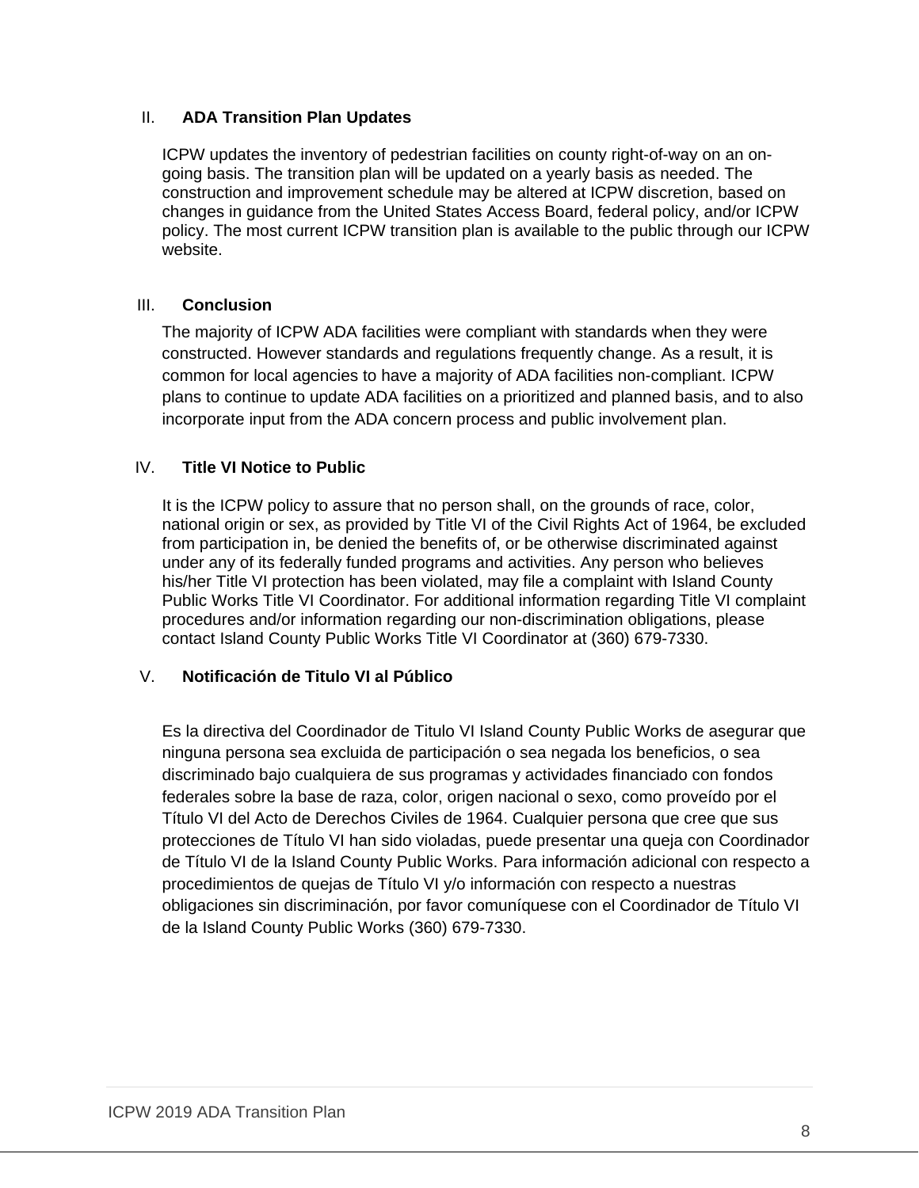## II. ADA Transition Plan Updates

ICPW updates the inventory of pedestrian facilities on county right-of-way on an on-going basis. The transition plan will be updated on a yearly basis as needed. The construction and improvement schedule may be altered at ICPW discretion, based on changes in guidance from the United States Access Board, federal policy, and/or ICPW policy. The most current ICPW transition plan is available to the public through our ICPW website.

## III. Conclusion

The majority of ICPW ADA facilities were compliant with standards when they were constructed. However standards and regulations frequently change. As a result, it is common for local agencies to have a majority of ADA facilities non-compliant. ICPW plans to continue to update ADA facilities on a prioritized and planned basis, and to also incorporate input from the ADA concern process and public involvement plan.

## IV. Title VI Notice to Public

It is the ICPW policy to assure that no person shall, on the grounds of race, color, national origin or sex, as provided by Title VI of the Civil Rights Act of 1964, be excluded from participation in, be denied the benefits of, or be otherwise discriminated against under any of its federally funded programs and activities. Any person who believes his/her Title VI protection has been violated, may file a complaint with Island County Public Works Title VI Coordinator. For additional information regarding Title VI complaint procedures and/or information regarding our non-discrimination obligations, please contact Island County Public Works Title VI Coordinator at (360) 679-7330.

## V. Notificación de Titulo VI al Público

Es la directiva del Coordinador de Titulo VI Island County Public Works de asegurar que ninguna persona sea excluida de participación o sea negada los beneficios, o sea discriminado bajo cualquiera de sus programas y actividades financiado con fondos federales sobre la base de raza, color, origen nacional o sexo, como proveído por el Título VI del Acto de Derechos Civiles de 1964. Cualquier persona que cree que sus protecciones de Título VI han sido violadas, puede presentar una queja con Coordinador de Título VI de la Island County Public Works. Para información adicional con respecto a procedimientos de quejas de Título VI y/o información con respecto a nuestras obligaciones sin discriminación, por favor comuníquese con el Coordinador de Título VI de la Island County Public Works (360) 679-7330.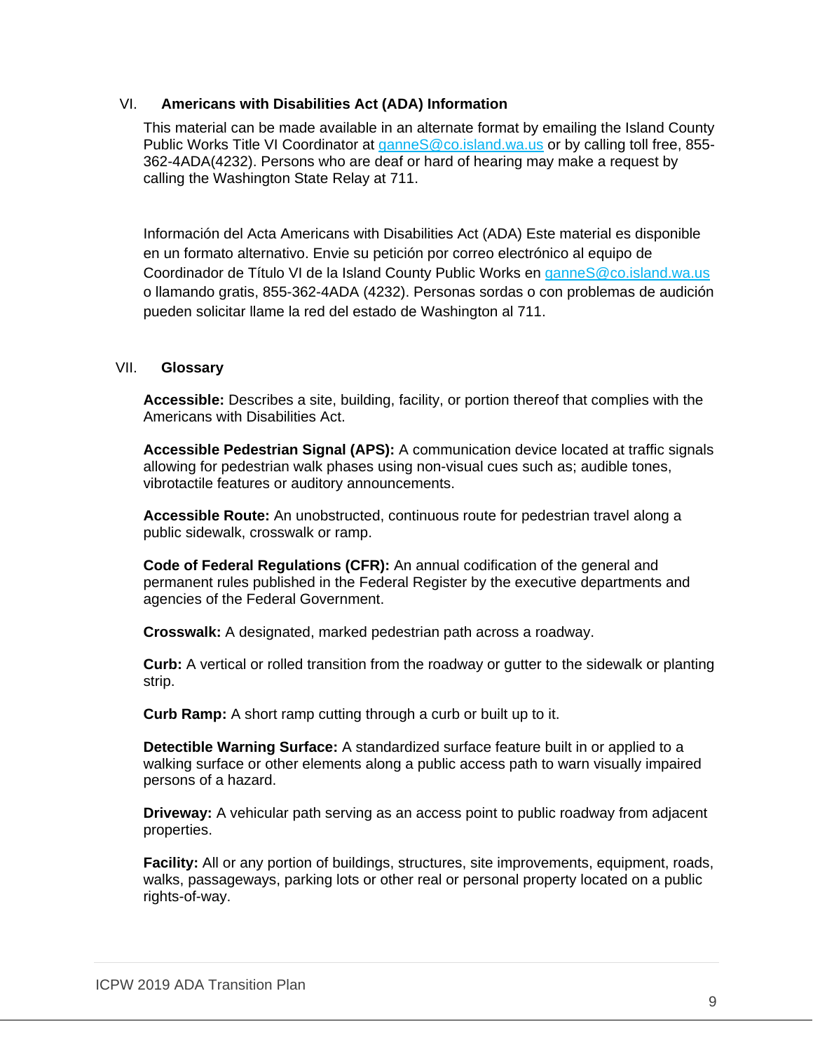## VI. Americans with Disabilities Act (ADA) Information

This material can be made available in an alternate format by emailing the Island County Public Works Title VI Coordinator at ganneS@co.island.wa.us or by calling toll free, 855-362-4ADA(4232). Persons who are deaf or hard of hearing may make a request by calling the Washington State Relay at 711.

Información del Acta Americans with Disabilities Act (ADA) Este material es disponible en un formato alternativo. Envie su petición por correo electrónico al equipo de Coordinador de Título VI de la Island County Public Works en ganneS@co.island.wa.us o llamando gratis, 855-362-4ADA (4232). Personas sordas o con problemas de audición pueden solicitar llame la red del estado de Washington al 711.

## VII. Glossary

**Accessible:** Describes a site, building, facility, or portion thereof that complies with the Americans with Disabilities Act.

**Accessible Pedestrian Signal (APS):** A communication device located at traffic signals allowing for pedestrian walk phases using non-visual cues such as; audible tones, vibrotactile features or auditory announcements.

**Accessible Route:** An unobstructed, continuous route for pedestrian travel along a public sidewalk, crosswalk or ramp.

**Code of Federal Regulations (CFR):** An annual codification of the general and permanent rules published in the Federal Register by the executive departments and agencies of the Federal Government.

**Crosswalk:** A designated, marked pedestrian path across a roadway.

**Curb:** A vertical or rolled transition from the roadway or gutter to the sidewalk or planting strip.

**Curb Ramp:** A short ramp cutting through a curb or built up to it.

**Detectible Warning Surface:** A standardized surface feature built in or applied to a walking surface or other elements along a public access path to warn visually impaired persons of a hazard.

**Driveway:** A vehicular path serving as an access point to public roadway from adjacent properties.

**Facility:** All or any portion of buildings, structures, site improvements, equipment, roads, walks, passageways, parking lots or other real or personal property located on a public rights-of-way.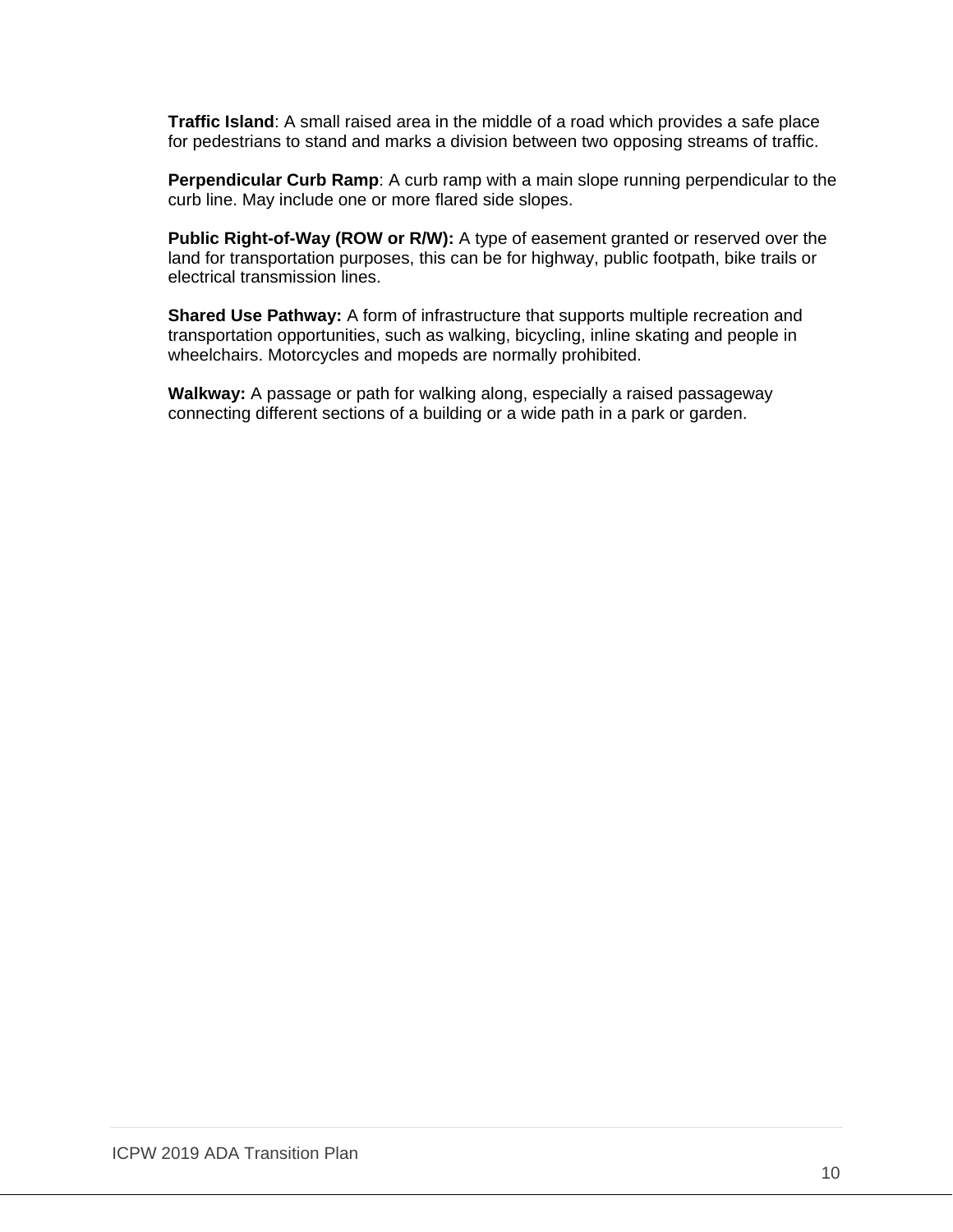**Traffic Island**: A small raised area in the middle of a road which provides a safe place for pedestrians to stand and marks a division between two opposing streams of traffic.

**Perpendicular Curb Ramp**: A curb ramp with a main slope running perpendicular to the curb line. May include one or more flared side slopes.

**Public Right-of-Way (ROW or R/W):** A type of easement granted or reserved over the land for transportation purposes, this can be for highway, public footpath, bike trails or electrical transmission lines.

**Shared Use Pathway:** A form of infrastructure that supports multiple recreation and transportation opportunities, such as walking, bicycling, inline skating and people in wheelchairs. Motorcycles and mopeds are normally prohibited.

**Walkway:** A passage or path for walking along, especially a raised passageway connecting different sections of a building or a wide path in a park or garden.